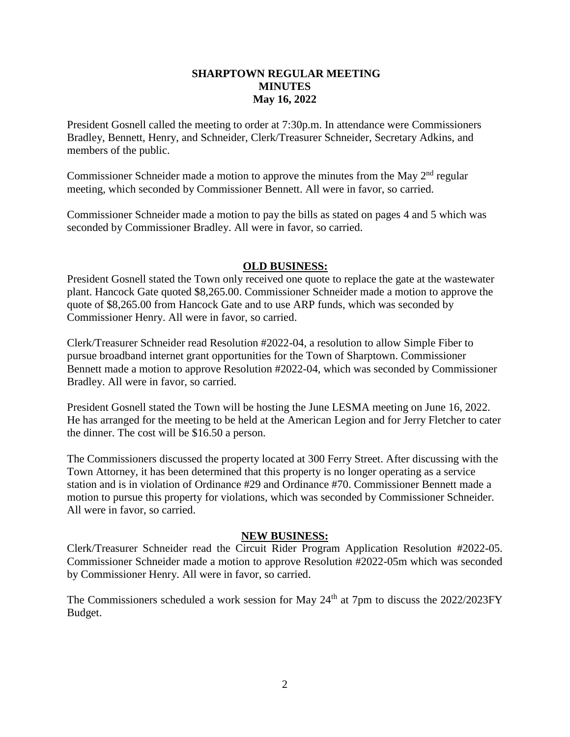**SHARPTOWN REGULAR MEETING**
**MINUTES**
**May 16, 2022**

President Gosnell called the meeting to order at 7:30p.m. In attendance were Commissioners Bradley, Bennett, Henry, and Schneider, Clerk/Treasurer Schneider, Secretary Adkins, and members of the public.

Commissioner Schneider made a motion to approve the minutes from the May 2nd regular meeting, which seconded by Commissioner Bennett. All were in favor, so carried.

Commissioner Schneider made a motion to pay the bills as stated on pages 4 and 5 which was seconded by Commissioner Bradley. All were in favor, so carried.

## OLD BUSINESS:

President Gosnell stated the Town only received one quote to replace the gate at the wastewater plant. Hancock Gate quoted $8,265.00. Commissioner Schneider made a motion to approve the quote of $8,265.00 from Hancock Gate and to use ARP funds, which was seconded by Commissioner Henry. All were in favor, so carried.

Clerk/Treasurer Schneider read Resolution #2022-04, a resolution to allow Simple Fiber to pursue broadband internet grant opportunities for the Town of Sharptown. Commissioner Bennett made a motion to approve Resolution #2022-04, which was seconded by Commissioner Bradley. All were in favor, so carried.

President Gosnell stated the Town will be hosting the June LESMA meeting on June 16, 2022. He has arranged for the meeting to be held at the American Legion and for Jerry Fletcher to cater the dinner. The cost will be $16.50 a person.

The Commissioners discussed the property located at 300 Ferry Street. After discussing with the Town Attorney, it has been determined that this property is no longer operating as a service station and is in violation of Ordinance #29 and Ordinance #70. Commissioner Bennett made a motion to pursue this property for violations, which was seconded by Commissioner Schneider. All were in favor, so carried.

## NEW BUSINESS:

Clerk/Treasurer Schneider read the Circuit Rider Program Application Resolution #2022-05. Commissioner Schneider made a motion to approve Resolution #2022-05m which was seconded by Commissioner Henry. All were in favor, so carried.

The Commissioners scheduled a work session for May 24th at 7pm to discuss the 2022/2023FY Budget.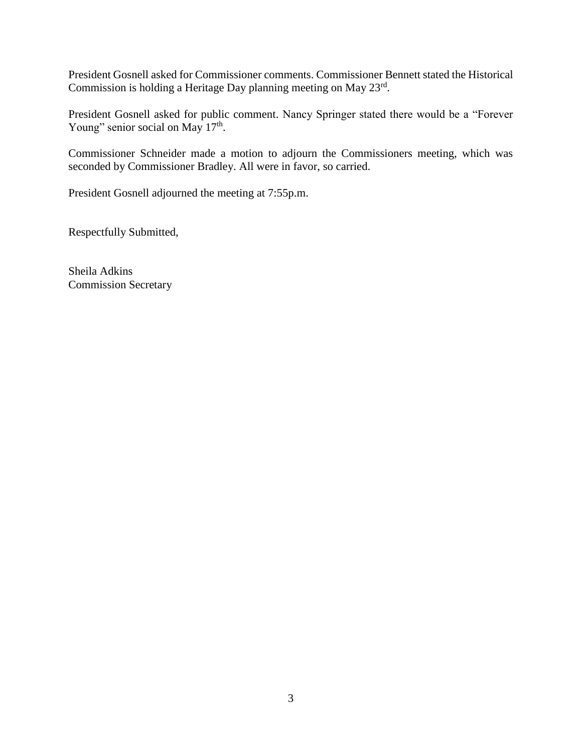President Gosnell asked for Commissioner comments. Commissioner Bennett stated the Historical Commission is holding a Heritage Day planning meeting on May 23rd.

President Gosnell asked for public comment. Nancy Springer stated there would be a "Forever Young" senior social on May 17th.

Commissioner Schneider made a motion to adjourn the Commissioners meeting, which was seconded by Commissioner Bradley. All were in favor, so carried.

President Gosnell adjourned the meeting at 7:55p.m.

Respectfully Submitted,

Sheila Adkins
Commission Secretary